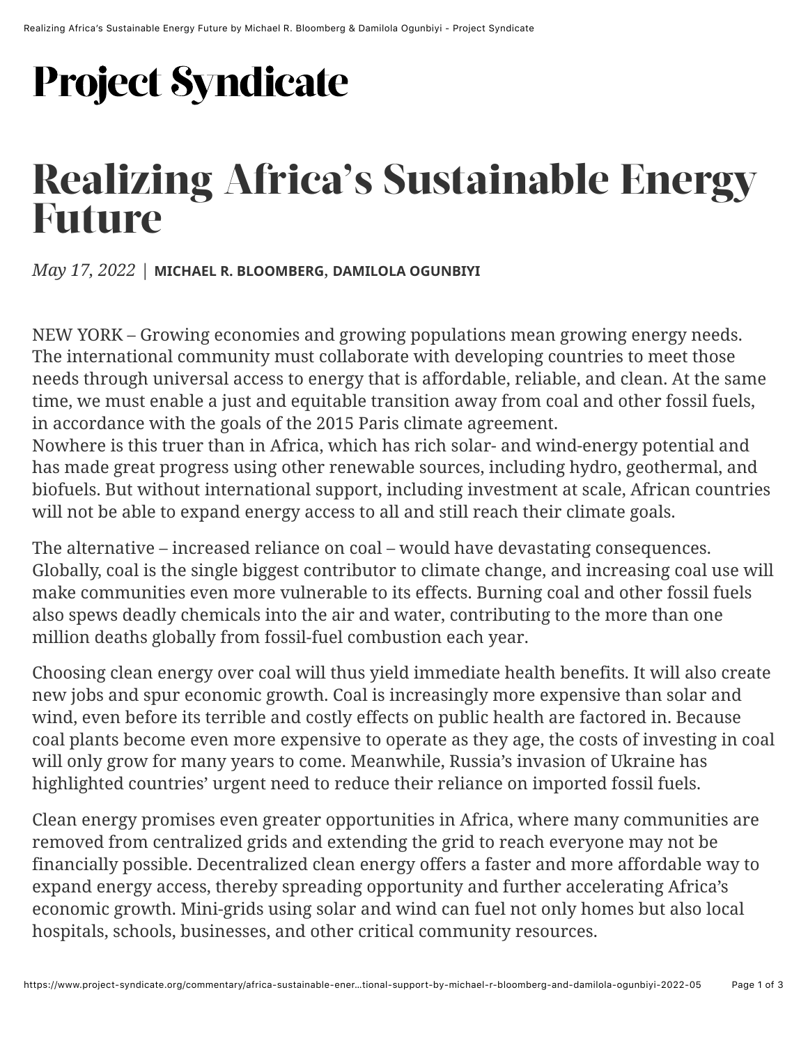Project Syndicate

# Realizing Africa's Sustainable Energy Future

*May 17, 2022* | **MICHAEL R. BLOOMBERG, DAMILOLA OGUNBIYI**

NEW YORK – Growing economies and growing populations mean growing energy needs. The international community must collaborate with developing countries to meet those needs through universal access to energy that is affordable, reliable, and clean. At the same time, we must enable a just and equitable transition away from coal and other fossil fuels, in accordance with the goals of the 2015 Paris climate agreement.

Nowhere is this truer than in Africa, which has rich solar- and wind-energy potential and has made great progress using other renewable sources, including hydro, geothermal, and biofuels. But without international support, including investment at scale, African countries will not be able to expand energy access to all and still reach their climate goals.

The alternative – increased reliance on coal – would have devastating consequences. Globally, coal is the single biggest contributor to climate change, and increasing coal use will make communities even more vulnerable to its effects. Burning coal and other fossil fuels also spews deadly chemicals into the air and water, contributing to the more than one million deaths globally from fossil-fuel combustion each year.

Choosing clean energy over coal will thus yield immediate health benefits. It will also create new jobs and spur economic growth. Coal is increasingly more expensive than solar and wind, even before its terrible and costly effects on public health are factored in. Because coal plants become even more expensive to operate as they age, the costs of investing in coal will only grow for many years to come. Meanwhile, Russia's invasion of Ukraine has highlighted countries' urgent need to reduce their reliance on imported fossil fuels.

Clean energy promises even greater opportunities in Africa, where many communities are removed from centralized grids and extending the grid to reach everyone may not be financially possible. Decentralized clean energy offers a faster and more affordable way to expand energy access, thereby spreading opportunity and further accelerating Africa's economic growth. Mini-grids using solar and wind can fuel not only homes but also local hospitals, schools, businesses, and other critical community resources.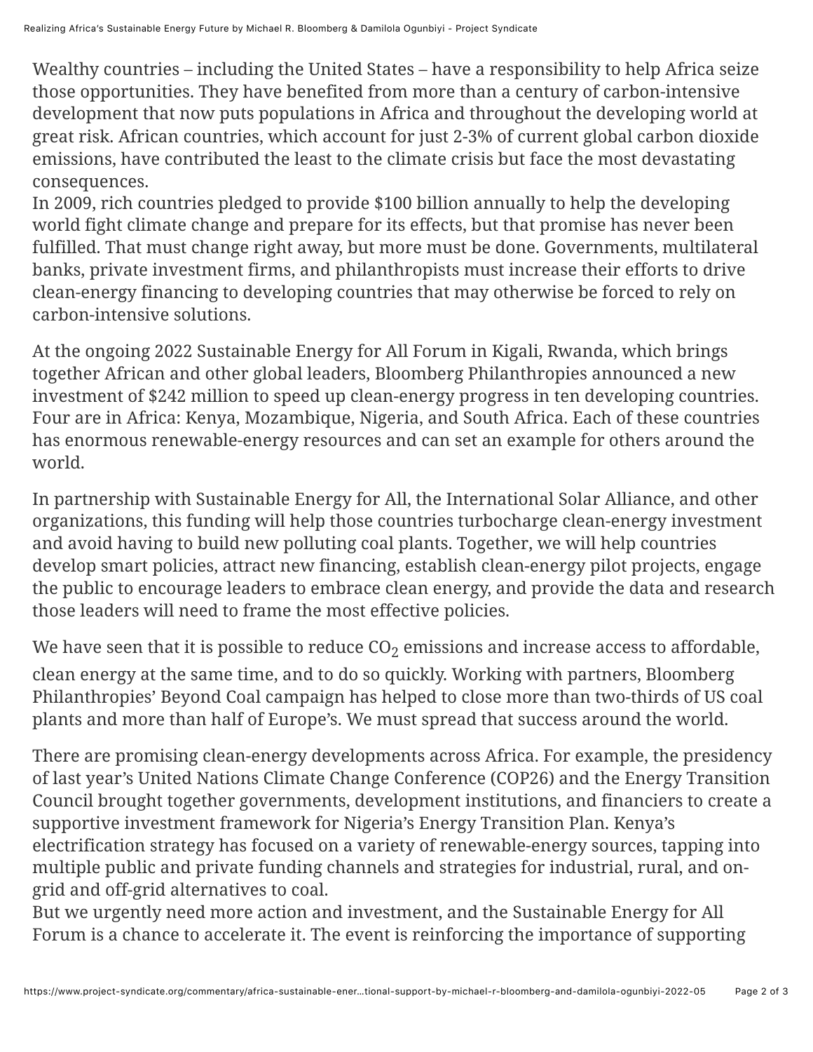Wealthy countries – including the United States – have a responsibility to help Africa seize those opportunities. They have benefited from more than a century of carbon-intensive development that now puts populations in Africa and throughout the developing world at great risk. African countries, which account for just 2-3% of current global carbon dioxide emissions, have contributed the least to the climate crisis but face the most devastating consequences.

In 2009, rich countries pledged to provide $100 billion annually to help the developing world fight climate change and prepare for its effects, but that promise has never been fulfilled. That must change right away, but more must be done. Governments, multilateral banks, private investment firms, and philanthropists must increase their efforts to drive clean-energy financing to developing countries that may otherwise be forced to rely on carbon-intensive solutions.

At the ongoing 2022 Sustainable Energy for All Forum in Kigali, Rwanda, which brings together African and other global leaders, Bloomberg Philanthropies announced a new investment of $242 million to speed up clean-energy progress in ten developing countries. Four are in Africa: Kenya, Mozambique, Nigeria, and South Africa. Each of these countries has enormous renewable-energy resources and can set an example for others around the world.

In partnership with Sustainable Energy for All, the International Solar Alliance, and other organizations, this funding will help those countries turbocharge clean-energy investment and avoid having to build new polluting coal plants. Together, we will help countries develop smart policies, attract new financing, establish clean-energy pilot projects, engage the public to encourage leaders to embrace clean energy, and provide the data and research those leaders will need to frame the most effective policies.

We have seen that it is possible to reduce $CO_2$ emissions and increase access to affordable, clean energy at the same time, and to do so quickly. Working with partners, Bloomberg Philanthropies' Beyond Coal campaign has helped to close more than two-thirds of US coal plants and more than half of Europe's. We must spread that success around the world.

There are promising clean-energy developments across Africa. For example, the presidency of last year's United Nations Climate Change Conference (COP26) and the Energy Transition Council brought together governments, development institutions, and financiers to create a supportive investment framework for Nigeria's Energy Transition Plan. Kenya's electrification strategy has focused on a variety of renewable-energy sources, tapping into multiple public and private funding channels and strategies for industrial, rural, and on-grid and off-grid alternatives to coal.

But we urgently need more action and investment, and the Sustainable Energy for All Forum is a chance to accelerate it. The event is reinforcing the importance of supporting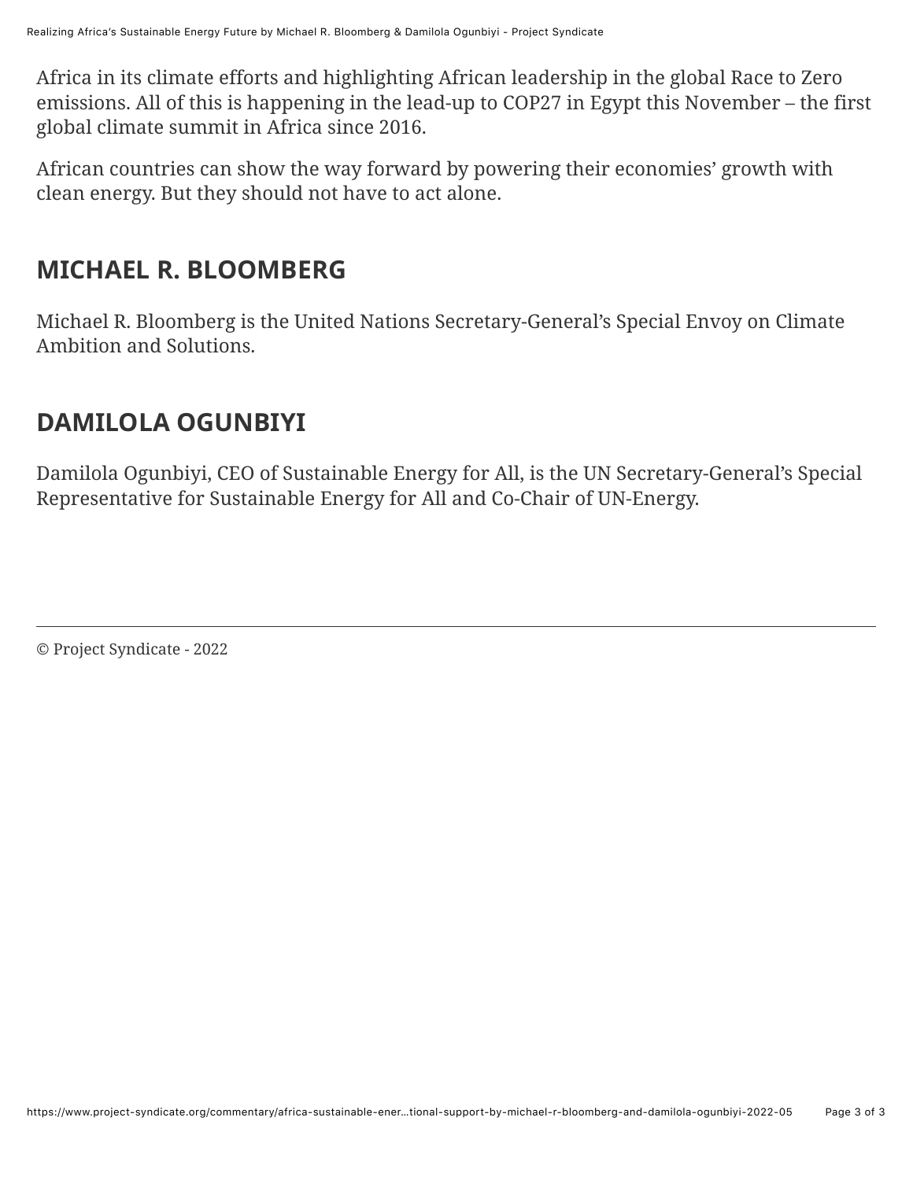Africa in its climate efforts and highlighting African leadership in the global Race to Zero emissions. All of this is happening in the lead-up to COP27 in Egypt this November – the first global climate summit in Africa since 2016.

African countries can show the way forward by powering their economies' growth with clean energy. But they should not have to act alone.

## MICHAEL R. BLOOMBERG

Michael R. Bloomberg is the United Nations Secretary-General's Special Envoy on Climate Ambition and Solutions.

## DAMILOLA OGUNBIYI

Damilola Ogunbiyi, CEO of Sustainable Energy for All, is the UN Secretary-General's Special Representative for Sustainable Energy for All and Co-Chair of UN-Energy.

---

© Project Syndicate - 2022